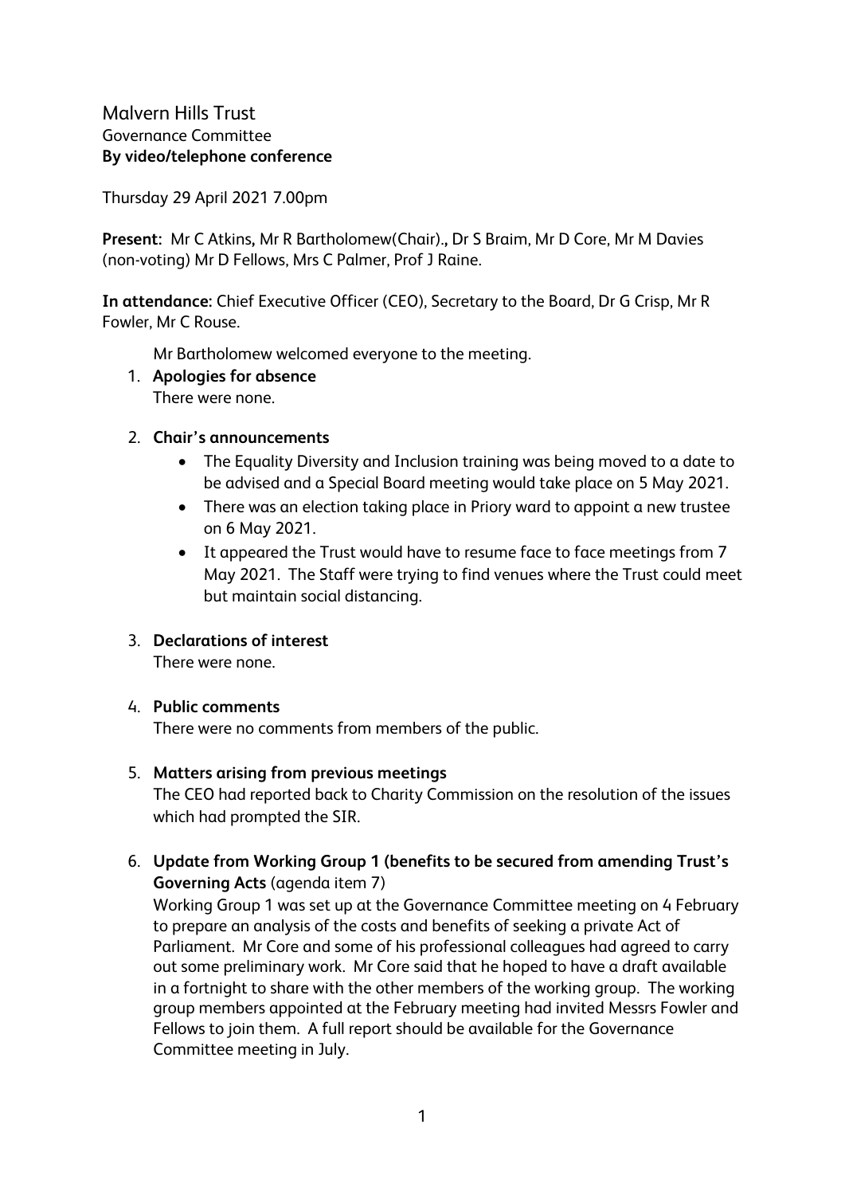# Malvern Hills Trust

## Governance Committee

**By video/telephone conference**

Thursday 29 April 2021 7.00pm

**Present:** Mr C Atkins, Mr R Bartholomew(Chair)., Dr S Braim, Mr D Core, Mr M Davies (non-voting) Mr D Fellows, Mrs C Palmer, Prof J Raine.

**In attendance:** Chief Executive Officer (CEO), Secretary to the Board, Dr G Crisp, Mr R Fowler, Mr C Rouse.

Mr Bartholomew welcomed everyone to the meeting.

1. **Apologies for absence**
   There were none.

2. **Chair's announcements**
   - The Equality Diversity and Inclusion training was being moved to a date to be advised and a Special Board meeting would take place on 5 May 2021.
   - There was an election taking place in Priory ward to appoint a new trustee on 6 May 2021.
   - It appeared the Trust would have to resume face to face meetings from 7 May 2021. The Staff were trying to find venues where the Trust could meet but maintain social distancing.

3. **Declarations of interest**
   There were none.

4. **Public comments**
   There were no comments from members of the public.

5. **Matters arising from previous meetings**
   The CEO had reported back to Charity Commission on the resolution of the issues which had prompted the SIR.

6. **Update from Working Group 1 (benefits to be secured from amending Trust's Governing Acts** (agenda item 7)
   Working Group 1 was set up at the Governance Committee meeting on 4 February to prepare an analysis of the costs and benefits of seeking a private Act of Parliament. Mr Core and some of his professional colleagues had agreed to carry out some preliminary work. Mr Core said that he hoped to have a draft available in a fortnight to share with the other members of the working group. The working group members appointed at the February meeting had invited Messrs Fowler and Fellows to join them. A full report should be available for the Governance Committee meeting in July.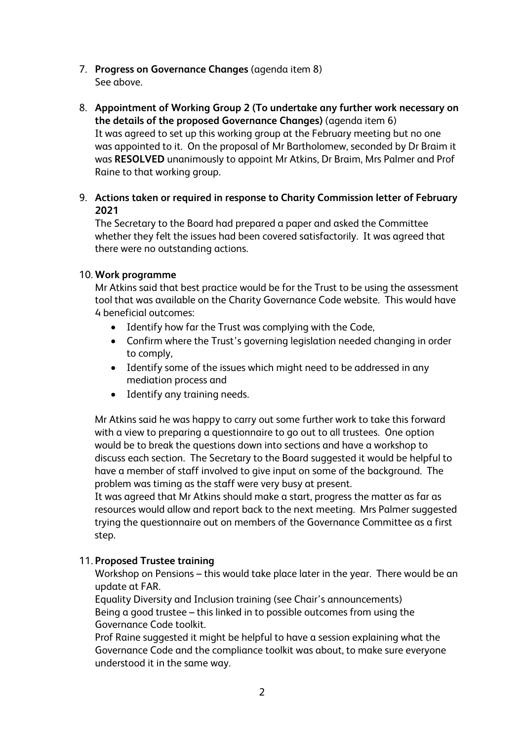7. **Progress on Governance Changes** (agenda item 8)
   See above.

8. **Appointment of Working Group 2 (To undertake any further work necessary on the details of the proposed Governance Changes)** (agenda item 6)
   It was agreed to set up this working group at the February meeting but no one was appointed to it. On the proposal of Mr Bartholomew, seconded by Dr Braim it was **RESOLVED** unanimously to appoint Mr Atkins, Dr Braim, Mrs Palmer and Prof Raine to that working group.

9. **Actions taken or required in response to Charity Commission letter of February 2021**
   The Secretary to the Board had prepared a paper and asked the Committee whether they felt the issues had been covered satisfactorily. It was agreed that there were no outstanding actions.

10. **Work programme**
    Mr Atkins said that best practice would be for the Trust to be using the assessment tool that was available on the Charity Governance Code website. This would have 4 beneficial outcomes:

    - Identify how far the Trust was complying with the Code,
    - Confirm where the Trust's governing legislation needed changing in order to comply,
    - Identify some of the issues which might need to be addressed in any mediation process and
    - Identify any training needs.

    Mr Atkins said he was happy to carry out some further work to take this forward with a view to preparing a questionnaire to go out to all trustees. One option would be to break the questions down into sections and have a workshop to discuss each section. The Secretary to the Board suggested it would be helpful to have a member of staff involved to give input on some of the background. The problem was timing as the staff were very busy at present.
    It was agreed that Mr Atkins should make a start, progress the matter as far as resources would allow and report back to the next meeting. Mrs Palmer suggested trying the questionnaire out on members of the Governance Committee as a first step.

11. **Proposed Trustee training**
    Workshop on Pensions – this would take place later in the year. There would be an update at FAR.
    Equality Diversity and Inclusion training (see Chair's announcements)
    Being a good trustee – this linked in to possible outcomes from using the Governance Code toolkit.
    Prof Raine suggested it might be helpful to have a session explaining what the Governance Code and the compliance toolkit was about, to make sure everyone understood it in the same way.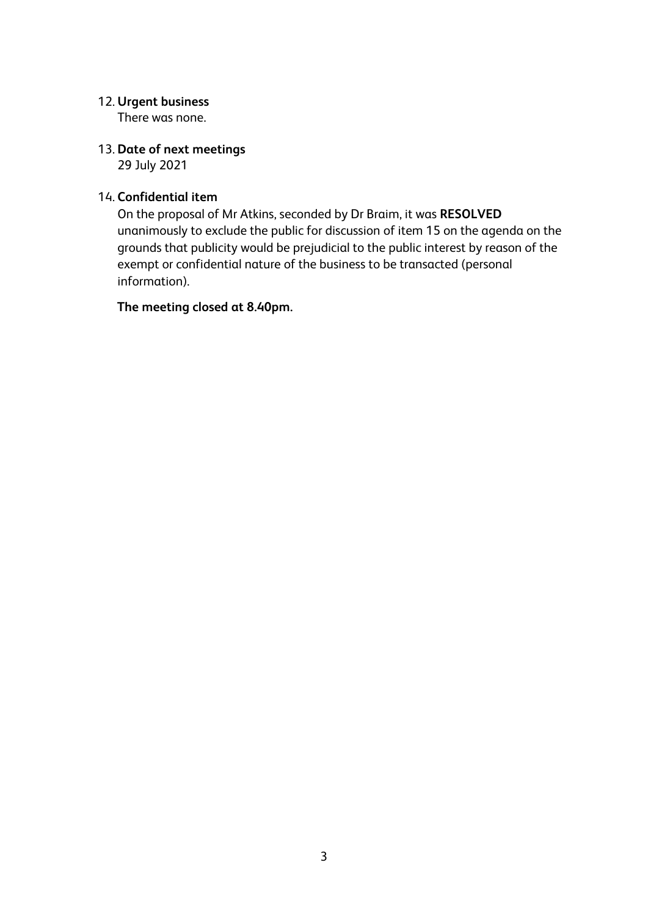12. **Urgent business**
    There was none.

13. **Date of next meetings**
    29 July 2021

14. **Confidential item**
    On the proposal of Mr Atkins, seconded by Dr Braim, it was **RESOLVED** unanimously to exclude the public for discussion of item 15 on the agenda on the grounds that publicity would be prejudicial to the public interest by reason of the exempt or confidential nature of the business to be transacted (personal information).

    **The meeting closed at 8.40pm.**